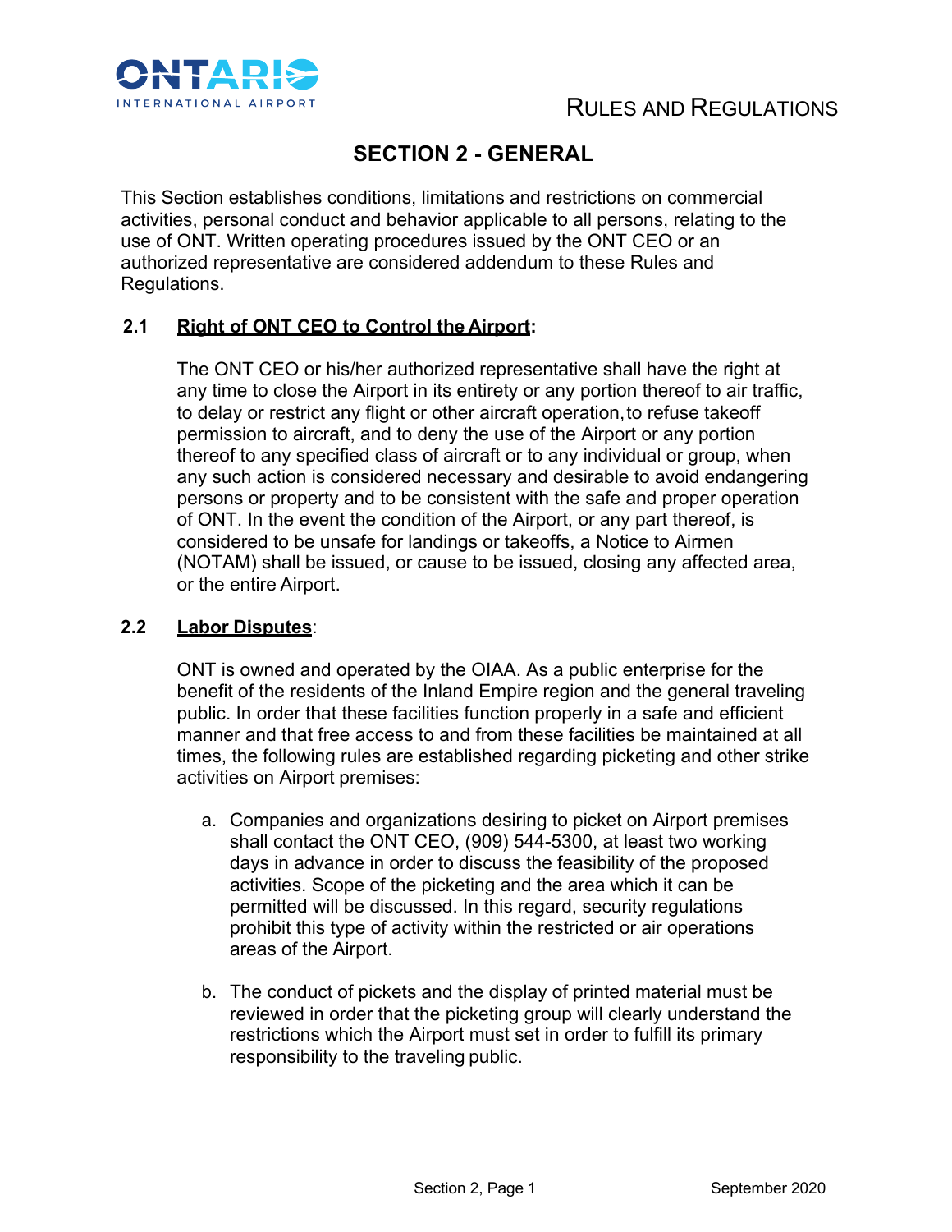# SECTION 2 - GENERAL

This Section establishes conditions, limitations and restrictions on commercial activities, personal conduct and behavior applicable to all persons, relating to the use of ONT. Written operating procedures issued by the ONT CEO or an authorized representative are considered addendum to these Rules and Regulations.

**2.1 Right of ONT CEO to Control the Airport:**

The ONT CEO or his/her authorized representative shall have the right at any time to close the Airport in its entirety or any portion thereof to air traffic, to delay or restrict any flight or other aircraft operation, to refuse takeoff permission to aircraft, and to deny the use of the Airport or any portion thereof to any specified class of aircraft or to any individual or group, when any such action is considered necessary and desirable to avoid endangering persons or property and to be consistent with the safe and proper operation of ONT. In the event the condition of the Airport, or any part thereof, is considered to be unsafe for landings or takeoffs, a Notice to Airmen (NOTAM) shall be issued, or cause to be issued, closing any affected area, or the entire Airport.

**2.2 Labor Disputes:**

ONT is owned and operated by the OIAA. As a public enterprise for the benefit of the residents of the Inland Empire region and the general traveling public. In order that these facilities function properly in a safe and efficient manner and that free access to and from these facilities be maintained at all times, the following rules are established regarding picketing and other strike activities on Airport premises:

a. Companies and organizations desiring to picket on Airport premises shall contact the ONT CEO, (909) 544-5300, at least two working days in advance in order to discuss the feasibility of the proposed activities. Scope of the picketing and the area which it can be permitted will be discussed. In this regard, security regulations prohibit this type of activity within the restricted or air operations areas of the Airport.

b. The conduct of pickets and the display of printed material must be reviewed in order that the picketing group will clearly understand the restrictions which the Airport must set in order to fulfill its primary responsibility to the traveling public.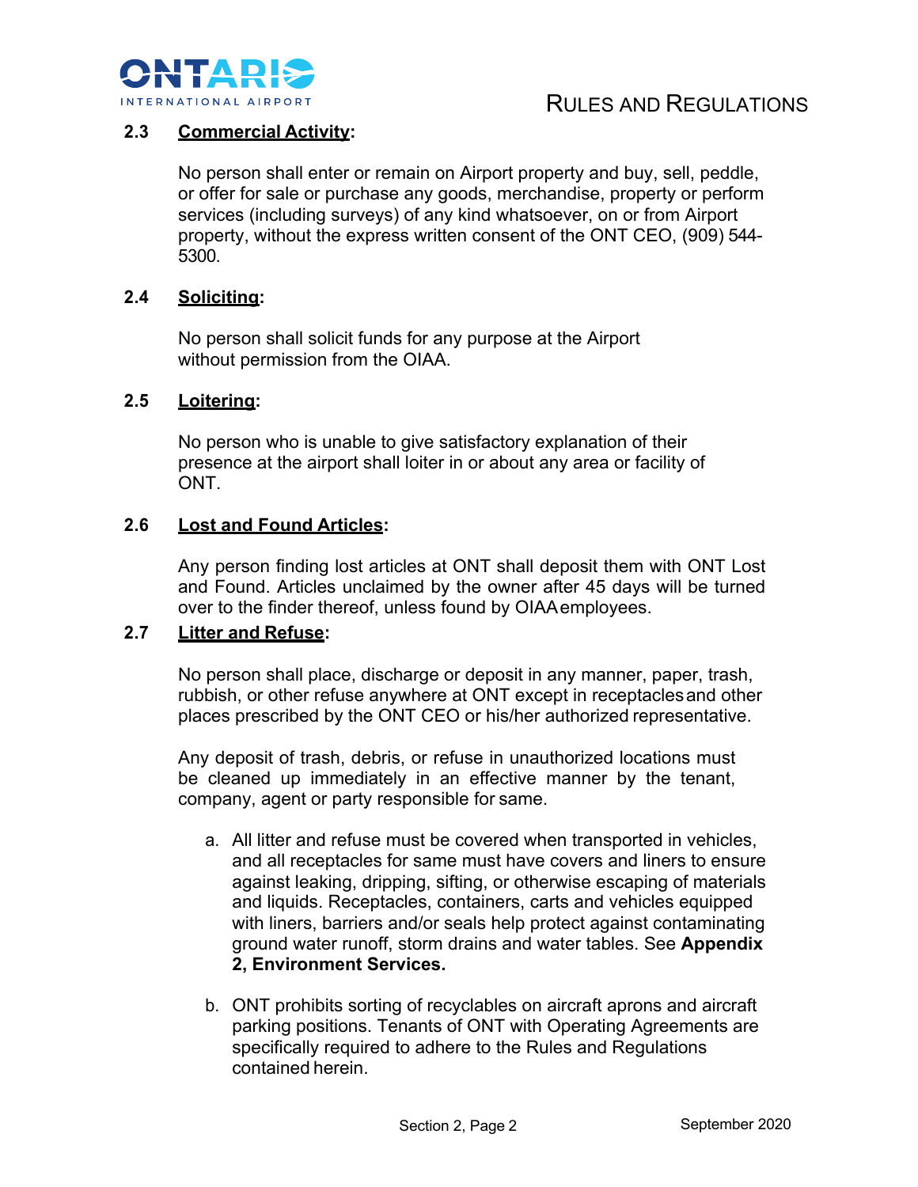### 2.3 Commercial Activity:

No person shall enter or remain on Airport property and buy, sell, peddle, or offer for sale or purchase any goods, merchandise, property or perform services (including surveys) of any kind whatsoever, on or from Airport property, without the express written consent of the ONT CEO, (909) 544-5300.

### 2.4 Soliciting:

No person shall solicit funds for any purpose at the Airport without permission from the OIAA.

### 2.5 Loitering:

No person who is unable to give satisfactory explanation of their presence at the airport shall loiter in or about any area or facility of ONT.

### 2.6 Lost and Found Articles:

Any person finding lost articles at ONT shall deposit them with ONT Lost and Found. Articles unclaimed by the owner after 45 days will be turned over to the finder thereof, unless found by OIAA employees.

### 2.7 Litter and Refuse:

No person shall place, discharge or deposit in any manner, paper, trash, rubbish, or other refuse anywhere at ONT except in receptacles and other places prescribed by the ONT CEO or his/her authorized representative.

Any deposit of trash, debris, or refuse in unauthorized locations must be cleaned up immediately in an effective manner by the tenant, company, agent or party responsible for same.

a. All litter and refuse must be covered when transported in vehicles, and all receptacles for same must have covers and liners to ensure against leaking, dripping, sifting, or otherwise escaping of materials and liquids. Receptacles, containers, carts and vehicles equipped with liners, barriers and/or seals help protect against contaminating ground water runoff, storm drains and water tables. See **Appendix 2, Environment Services.**

b. ONT prohibits sorting of recyclables on aircraft aprons and aircraft parking positions. Tenants of ONT with Operating Agreements are specifically required to adhere to the Rules and Regulations contained herein.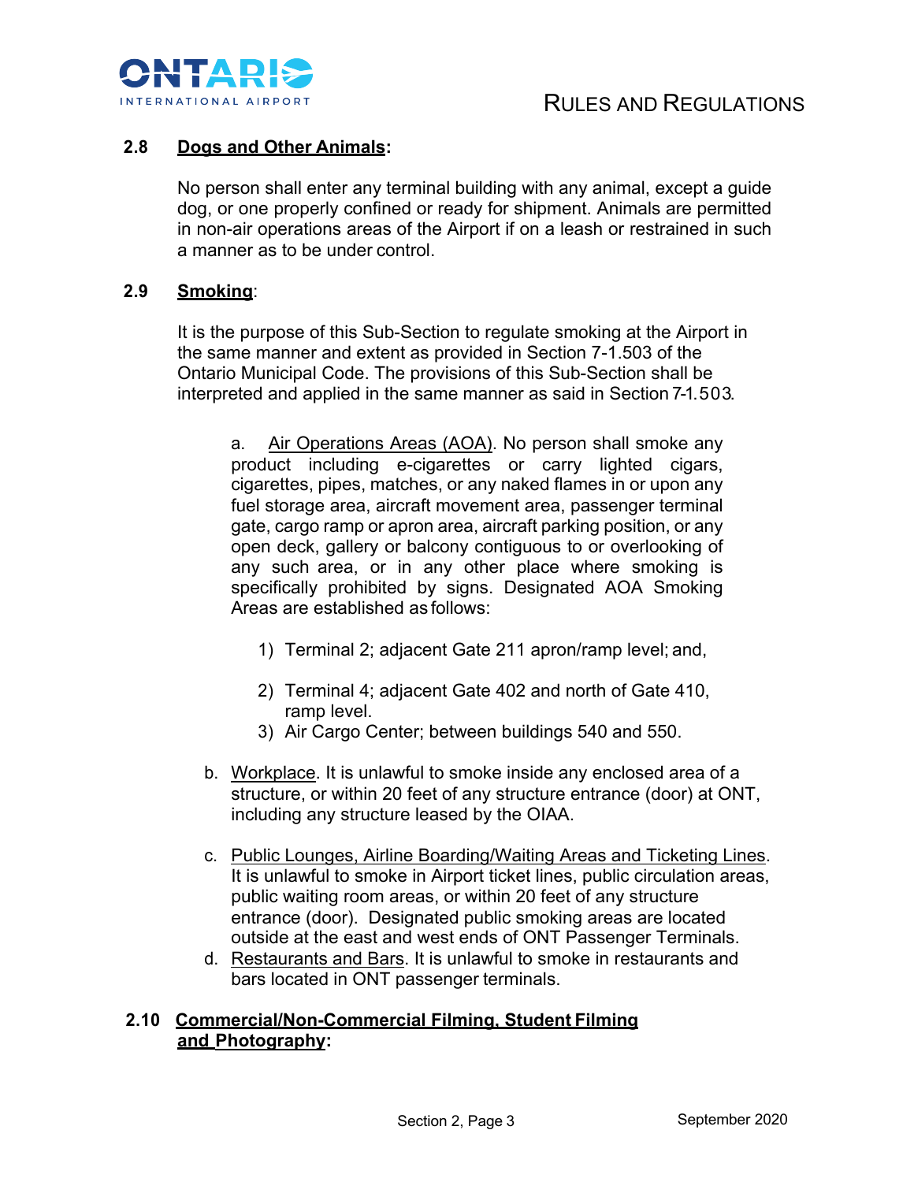### 2.8 Dogs and Other Animals:

No person shall enter any terminal building with any animal, except a guide dog, or one properly confined or ready for shipment. Animals are permitted in non-air operations areas of the Airport if on a leash or restrained in such a manner as to be under control.

### 2.9 Smoking:

It is the purpose of this Sub-Section to regulate smoking at the Airport in the same manner and extent as provided in Section 7-1.503 of the Ontario Municipal Code. The provisions of this Sub-Section shall be interpreted and applied in the same manner as said in Section 7-1.503.

a. Air Operations Areas (AOA). No person shall smoke any product including e-cigarettes or carry lighted cigars, cigarettes, pipes, matches, or any naked flames in or upon any fuel storage area, aircraft movement area, passenger terminal gate, cargo ramp or apron area, aircraft parking position, or any open deck, gallery or balcony contiguous to or overlooking of any such area, or in any other place where smoking is specifically prohibited by signs. Designated AOA Smoking Areas are established as follows:

1) Terminal 2; adjacent Gate 211 apron/ramp level; and,
2) Terminal 4; adjacent Gate 402 and north of Gate 410, ramp level.
3) Air Cargo Center; between buildings 540 and 550.

b. Workplace. It is unlawful to smoke inside any enclosed area of a structure, or within 20 feet of any structure entrance (door) at ONT, including any structure leased by the OIAA.

c. Public Lounges, Airline Boarding/Waiting Areas and Ticketing Lines. It is unlawful to smoke in Airport ticket lines, public circulation areas, public waiting room areas, or within 20 feet of any structure entrance (door). Designated public smoking areas are located outside at the east and west ends of ONT Passenger Terminals.

d. Restaurants and Bars. It is unlawful to smoke in restaurants and bars located in ONT passenger terminals.

### 2.10 Commercial/Non-Commercial Filming, Student Filming and Photography: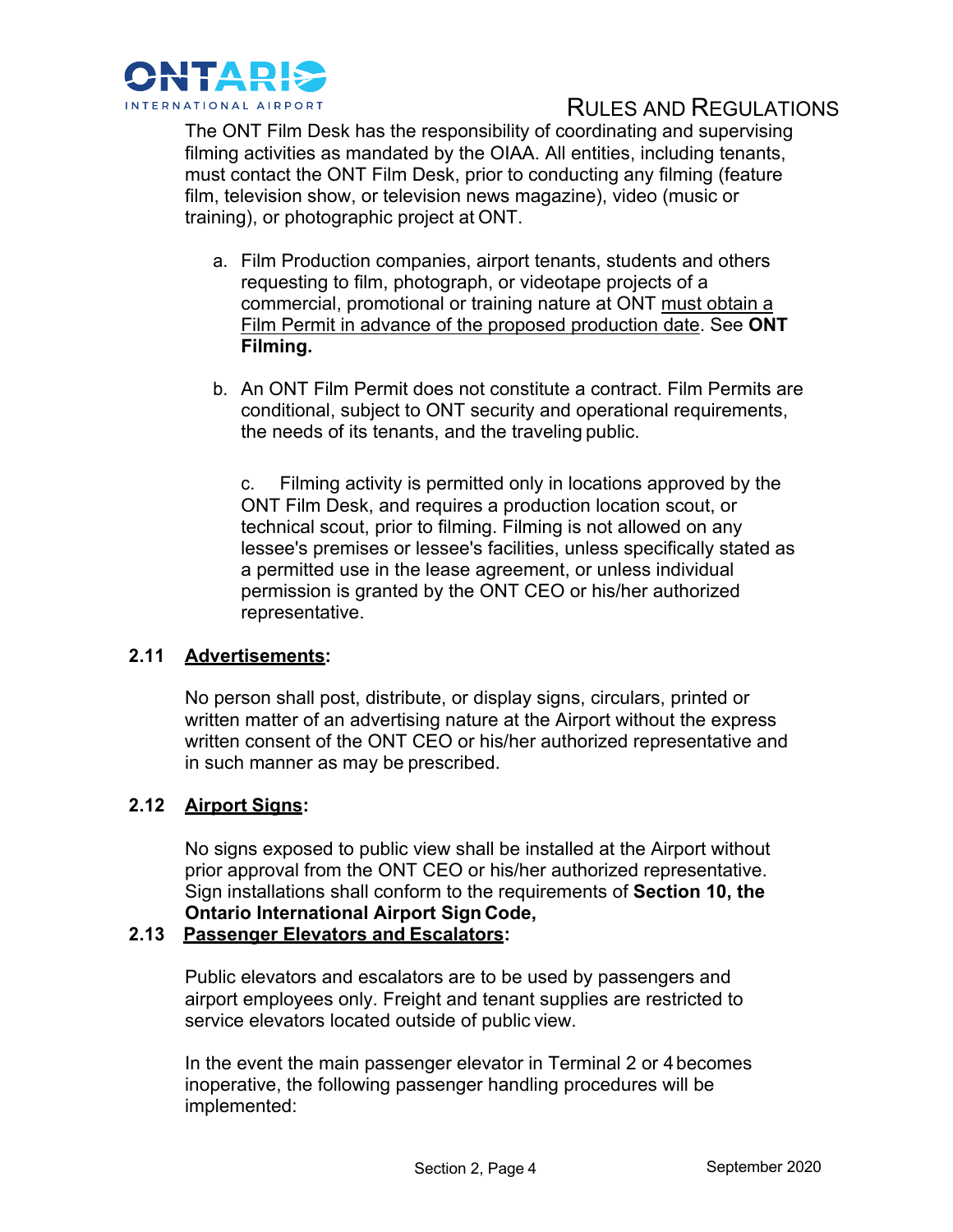The ONT Film Desk has the responsibility of coordinating and supervising filming activities as mandated by the OIAA. All entities, including tenants, must contact the ONT Film Desk, prior to conducting any filming (feature film, television show, or television news magazine), video (music or training), or photographic project at ONT.

a. Film Production companies, airport tenants, students and others requesting to film, photograph, or videotape projects of a commercial, promotional or training nature at ONT <u>must obtain a Film Permit in advance of the proposed production date</u>. See **ONT Filming.**

b. An ONT Film Permit does not constitute a contract. Film Permits are conditional, subject to ONT security and operational requirements, the needs of its tenants, and the traveling public.

c. Filming activity is permitted only in locations approved by the ONT Film Desk, and requires a production location scout, or technical scout, prior to filming. Filming is not allowed on any lessee's premises or lessee's facilities, unless specifically stated as a permitted use in the lease agreement, or unless individual permission is granted by the ONT CEO or his/her authorized representative.

### 2.11 <u>Advertisements</u>:

No person shall post, distribute, or display signs, circulars, printed or written matter of an advertising nature at the Airport without the express written consent of the ONT CEO or his/her authorized representative and in such manner as may be prescribed.

### 2.12 <u>Airport Signs</u>:

No signs exposed to public view shall be installed at the Airport without prior approval from the ONT CEO or his/her authorized representative. Sign installations shall conform to the requirements of **Section 10, the Ontario International Airport Sign Code,**

### 2.13 <u>Passenger Elevators and Escalators</u>:

Public elevators and escalators are to be used by passengers and airport employees only. Freight and tenant supplies are restricted to service elevators located outside of public view.

In the event the main passenger elevator in Terminal 2 or 4 becomes inoperative, the following passenger handling procedures will be implemented: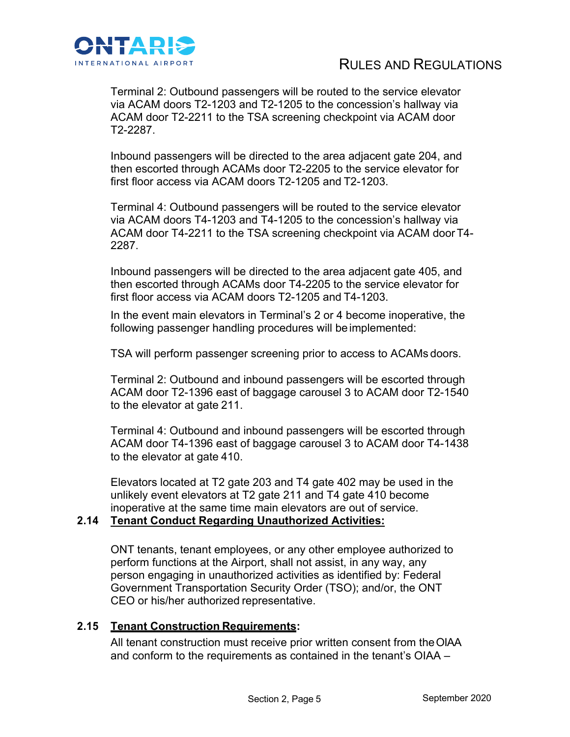Terminal 2: Outbound passengers will be routed to the service elevator via ACAM doors T2-1203 and T2-1205 to the concession's hallway via ACAM door T2-2211 to the TSA screening checkpoint via ACAM door T2-2287.

Inbound passengers will be directed to the area adjacent gate 204, and then escorted through ACAMs door T2-2205 to the service elevator for first floor access via ACAM doors T2-1205 and T2-1203.

Terminal 4: Outbound passengers will be routed to the service elevator via ACAM doors T4-1203 and T4-1205 to the concession's hallway via ACAM door T4-2211 to the TSA screening checkpoint via ACAM door T4-2287.

Inbound passengers will be directed to the area adjacent gate 405, and then escorted through ACAMs door T4-2205 to the service elevator for first floor access via ACAM doors T2-1205 and T4-1203.

In the event main elevators in Terminal's 2 or 4 become inoperative, the following passenger handling procedures will be implemented:

TSA will perform passenger screening prior to access to ACAMs doors.

Terminal 2: Outbound and inbound passengers will be escorted through ACAM door T2-1396 east of baggage carousel 3 to ACAM door T2-1540 to the elevator at gate 211.

Terminal 4: Outbound and inbound passengers will be escorted through ACAM door T4-1396 east of baggage carousel 3 to ACAM door T4-1438 to the elevator at gate 410.

Elevators located at T2 gate 203 and T4 gate 402 may be used in the unlikely event elevators at T2 gate 211 and T4 gate 410 become inoperative at the same time main elevators are out of service.

### 2.14 Tenant Conduct Regarding Unauthorized Activities:

ONT tenants, tenant employees, or any other employee authorized to perform functions at the Airport, shall not assist, in any way, any person engaging in unauthorized activities as identified by: Federal Government Transportation Security Order (TSO); and/or, the ONT CEO or his/her authorized representative.

### 2.15 Tenant Construction Requirements:

All tenant construction must receive prior written consent from the OIAA and conform to the requirements as contained in the tenant's OIAA –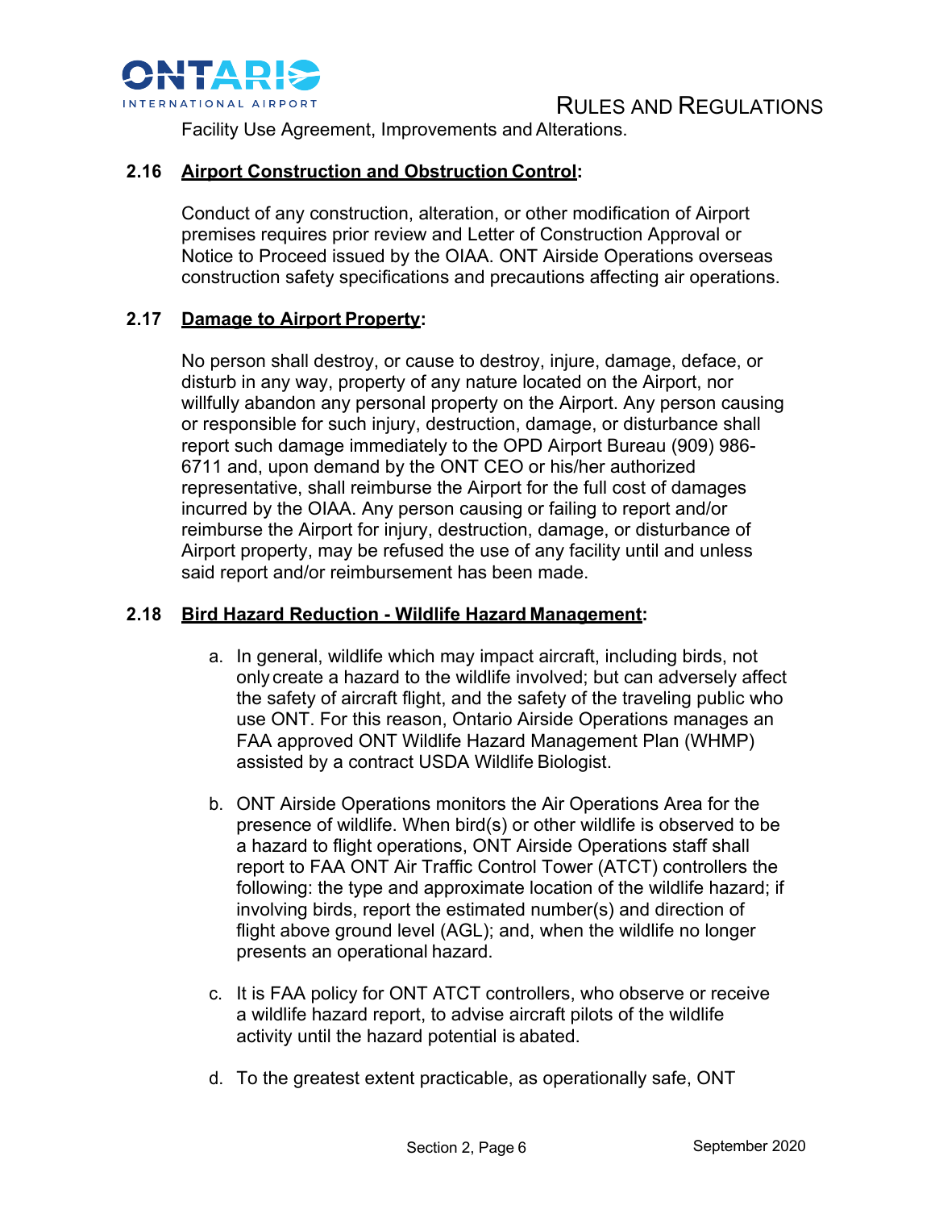Facility Use Agreement, Improvements and Alterations.

### 2.16 Airport Construction and Obstruction Control:

Conduct of any construction, alteration, or other modification of Airport premises requires prior review and Letter of Construction Approval or Notice to Proceed issued by the OIAA. ONT Airside Operations overseas construction safety specifications and precautions affecting air operations.

### 2.17 Damage to Airport Property:

No person shall destroy, or cause to destroy, injure, damage, deface, or disturb in any way, property of any nature located on the Airport, nor willfully abandon any personal property on the Airport. Any person causing or responsible for such injury, destruction, damage, or disturbance shall report such damage immediately to the OPD Airport Bureau (909) 986-6711 and, upon demand by the ONT CEO or his/her authorized representative, shall reimburse the Airport for the full cost of damages incurred by the OIAA. Any person causing or failing to report and/or reimburse the Airport for injury, destruction, damage, or disturbance of Airport property, may be refused the use of any facility until and unless said report and/or reimbursement has been made.

### 2.18 Bird Hazard Reduction - Wildlife Hazard Management:

a. In general, wildlife which may impact aircraft, including birds, not only create a hazard to the wildlife involved; but can adversely affect the safety of aircraft flight, and the safety of the traveling public who use ONT. For this reason, Ontario Airside Operations manages an FAA approved ONT Wildlife Hazard Management Plan (WHMP) assisted by a contract USDA Wildlife Biologist.

b. ONT Airside Operations monitors the Air Operations Area for the presence of wildlife. When bird(s) or other wildlife is observed to be a hazard to flight operations, ONT Airside Operations staff shall report to FAA ONT Air Traffic Control Tower (ATCT) controllers the following: the type and approximate location of the wildlife hazard; if involving birds, report the estimated number(s) and direction of flight above ground level (AGL); and, when the wildlife no longer presents an operational hazard.

c. It is FAA policy for ONT ATCT controllers, who observe or receive a wildlife hazard report, to advise aircraft pilots of the wildlife activity until the hazard potential is abated.

d. To the greatest extent practicable, as operationally safe, ONT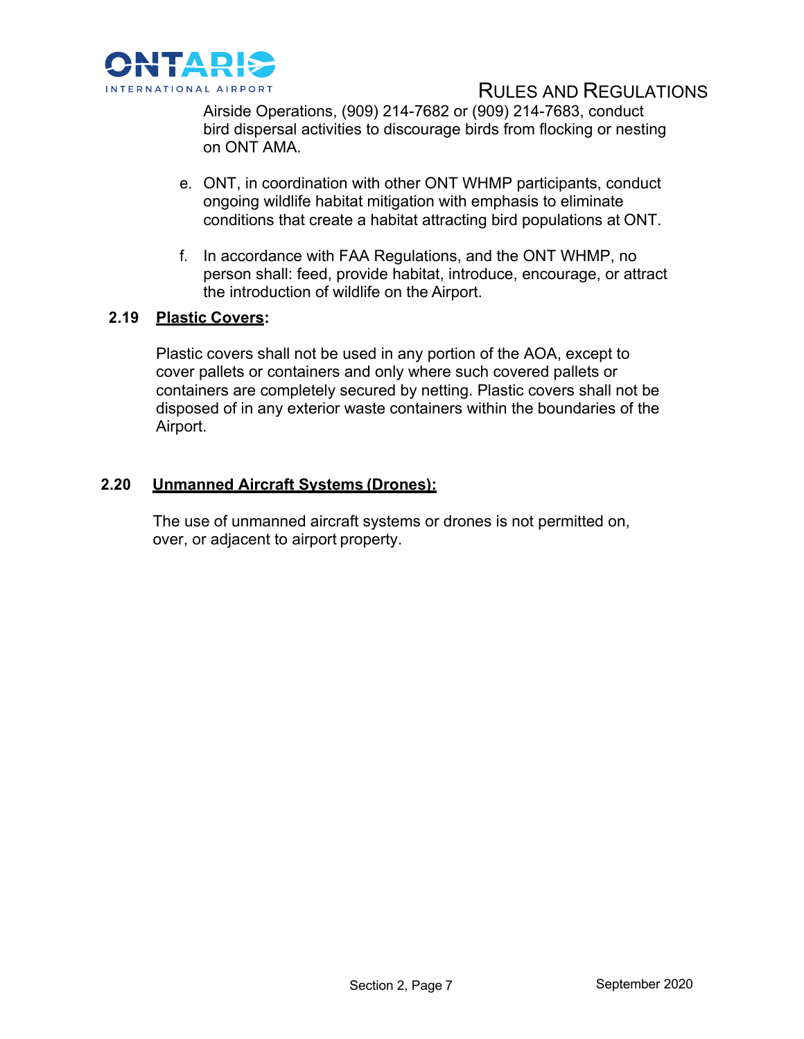Airside Operations, (909) 214-7682 or (909) 214-7683, conduct bird dispersal activities to discourage birds from flocking or nesting on ONT AMA.

e. ONT, in coordination with other ONT WHMP participants, conduct ongoing wildlife habitat mitigation with emphasis to eliminate conditions that create a habitat attracting bird populations at ONT.

f. In accordance with FAA Regulations, and the ONT WHMP, no person shall: feed, provide habitat, introduce, encourage, or attract the introduction of wildlife on the Airport.

### 2.19 Plastic Covers:

Plastic covers shall not be used in any portion of the AOA, except to cover pallets or containers and only where such covered pallets or containers are completely secured by netting. Plastic covers shall not be disposed of in any exterior waste containers within the boundaries of the Airport.

### 2.20 Unmanned Aircraft Systems (Drones):

The use of unmanned aircraft systems or drones is not permitted on, over, or adjacent to airport property.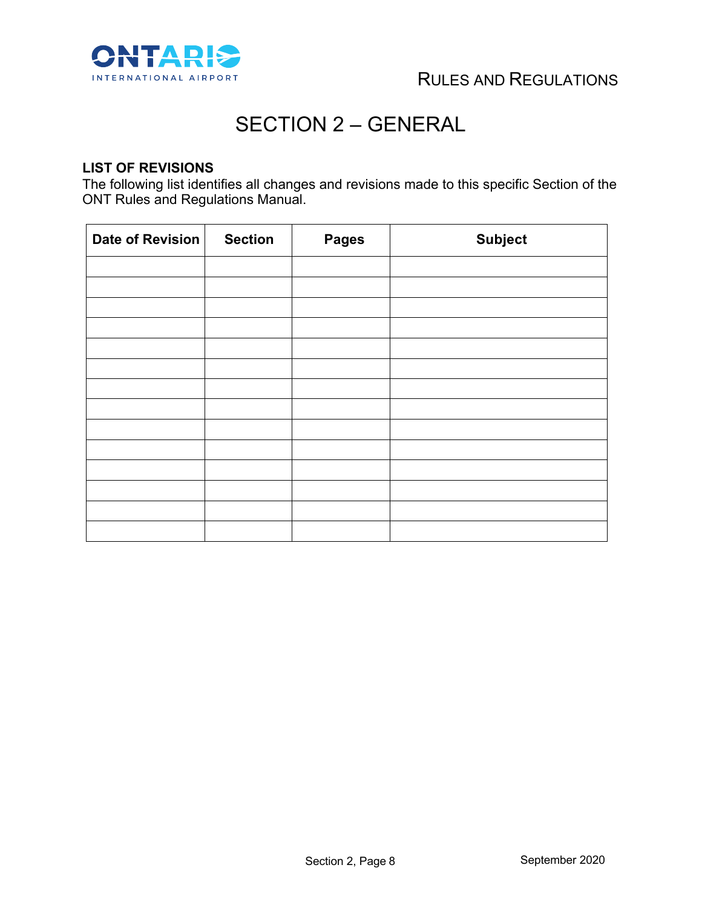# SECTION 2 – GENERAL

**LIST OF REVISIONS**
The following list identifies all changes and revisions made to this specific Section of the ONT Rules and Regulations Manual.

| Date of Revision | Section | Pages | Subject |
|---|---|---|---|
| | | | |
| | | | |
| | | | |
| | | | |
| | | | |
| | | | |
| | | | |
| | | | |
| | | | |
| | | | |
| | | | |
| | | | |
| | | | |
| | | | |